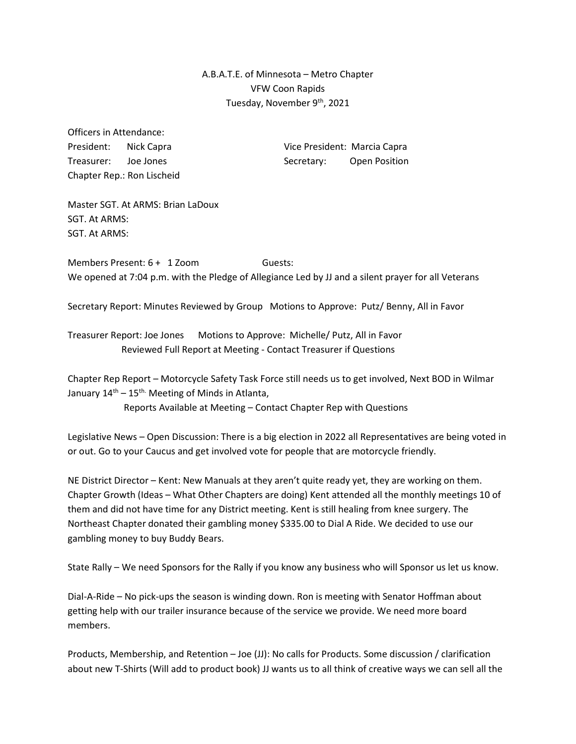A.B.A.T.E. of Minnesota – Metro Chapter
VFW Coon Rapids
Tuesday, November 9th, 2021

Officers in Attendance:

President: Nick Capra  
Vice President: Marcia Capra  
Treasurer: Joe Jones  
Secretary: Open Position  
Chapter Rep.: Ron Lischeid

Master SGT. At ARMS: Brian LaDoux  
SGT. At ARMS:  
SGT. At ARMS:

Members Present: 6 + 1 Zoom  
Guests:

We opened at 7:04 p.m. with the Pledge of Allegiance Led by JJ and a silent prayer for all Veterans

Secretary Report: Minutes Reviewed by Group Motions to Approve: Putz/ Benny, All in Favor

Treasurer Report: Joe Jones Motions to Approve: Michelle/ Putz, All in Favor
Reviewed Full Report at Meeting - Contact Treasurer if Questions

Chapter Rep Report – Motorcycle Safety Task Force still needs us to get involved, Next BOD in Wilmar January 14th – 15th. Meeting of Minds in Atlanta,
Reports Available at Meeting – Contact Chapter Rep with Questions

Legislative News – Open Discussion: There is a big election in 2022 all Representatives are being voted in or out. Go to your Caucus and get involved vote for people that are motorcycle friendly.

NE District Director – Kent: New Manuals at they aren't quite ready yet, they are working on them. Chapter Growth (Ideas – What Other Chapters are doing) Kent attended all the monthly meetings 10 of them and did not have time for any District meeting. Kent is still healing from knee surgery. The Northeast Chapter donated their gambling money $335.00 to Dial A Ride. We decided to use our gambling money to buy Buddy Bears.

State Rally – We need Sponsors for the Rally if you know any business who will Sponsor us let us know.

Dial-A-Ride – No pick-ups the season is winding down. Ron is meeting with Senator Hoffman about getting help with our trailer insurance because of the service we provide. We need more board members.

Products, Membership, and Retention – Joe (JJ): No calls for Products. Some discussion / clarification about new T-Shirts (Will add to product book) JJ wants us to all think of creative ways we can sell all the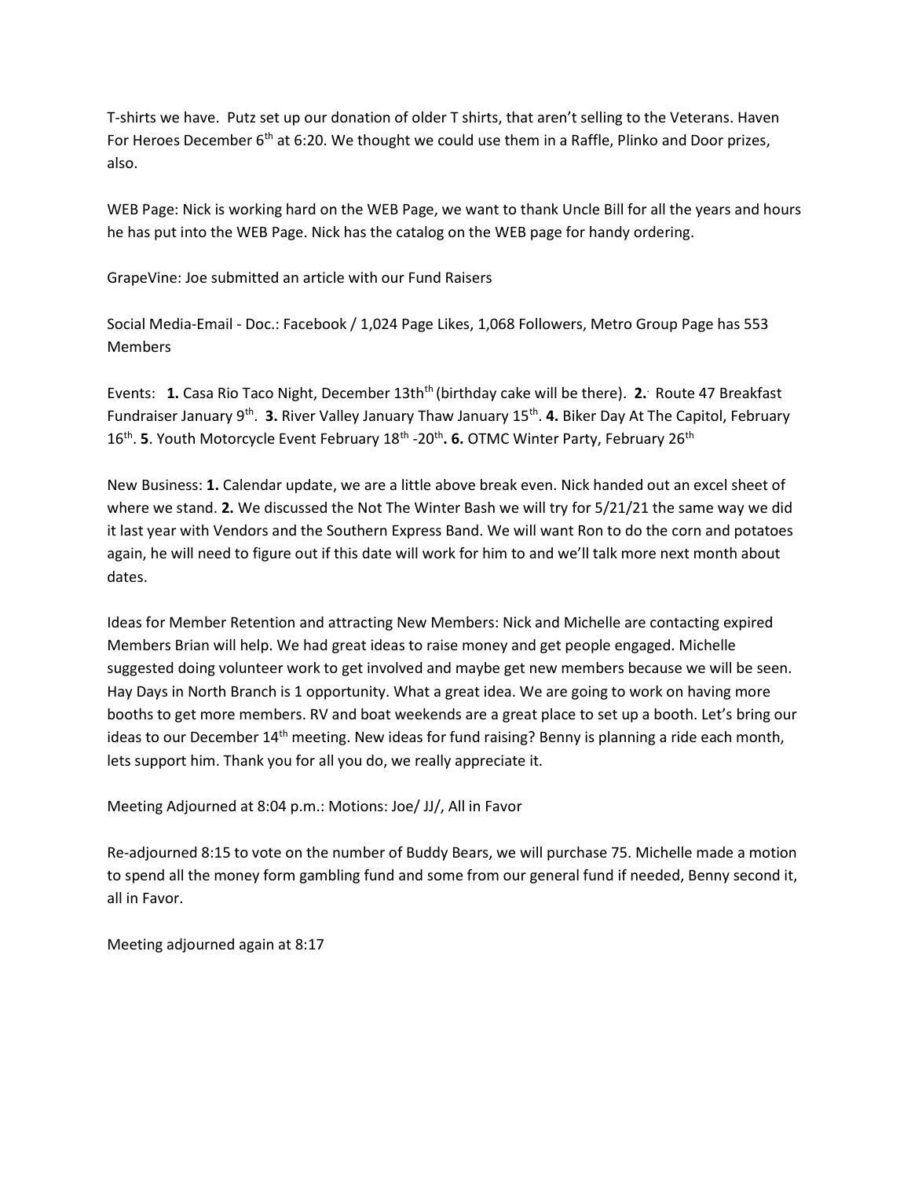T-shirts we have. Putz set up our donation of older T shirts, that aren't selling to the Veterans. Haven For Heroes December 6th at 6:20. We thought we could use them in a Raffle, Plinko and Door prizes, also.

WEB Page: Nick is working hard on the WEB Page, we want to thank Uncle Bill for all the years and hours he has put into the WEB Page. Nick has the catalog on the WEB page for handy ordering.

GrapeVine: Joe submitted an article with our Fund Raisers

Social Media-Email - Doc.: Facebook / 1,024 Page Likes, 1,068 Followers, Metro Group Page has 553 Members

Events: **1.** Casa Rio Taco Night, December 13thth (birthday cake will be there). **2.** Route 47 Breakfast Fundraiser January 9th. **3.** River Valley January Thaw January 15th. **4.** Biker Day At The Capitol, February 16th. **5**. Youth Motorcycle Event February 18th -20th**. 6.** OTMC Winter Party, February 26th

New Business: **1.** Calendar update, we are a little above break even. Nick handed out an excel sheet of where we stand. **2.** We discussed the Not The Winter Bash we will try for 5/21/21 the same way we did it last year with Vendors and the Southern Express Band. We will want Ron to do the corn and potatoes again, he will need to figure out if this date will work for him to and we'll talk more next month about dates.

Ideas for Member Retention and attracting New Members: Nick and Michelle are contacting expired Members Brian will help. We had great ideas to raise money and get people engaged. Michelle suggested doing volunteer work to get involved and maybe get new members because we will be seen. Hay Days in North Branch is 1 opportunity. What a great idea. We are going to work on having more booths to get more members. RV and boat weekends are a great place to set up a booth. Let's bring our ideas to our December 14th meeting. New ideas for fund raising? Benny is planning a ride each month, lets support him. Thank you for all you do, we really appreciate it.

Meeting Adjourned at 8:04 p.m.: Motions: Joe/ JJ/, All in Favor

Re-adjourned 8:15 to vote on the number of Buddy Bears, we will purchase 75. Michelle made a motion to spend all the money form gambling fund and some from our general fund if needed, Benny second it, all in Favor.

Meeting adjourned again at 8:17